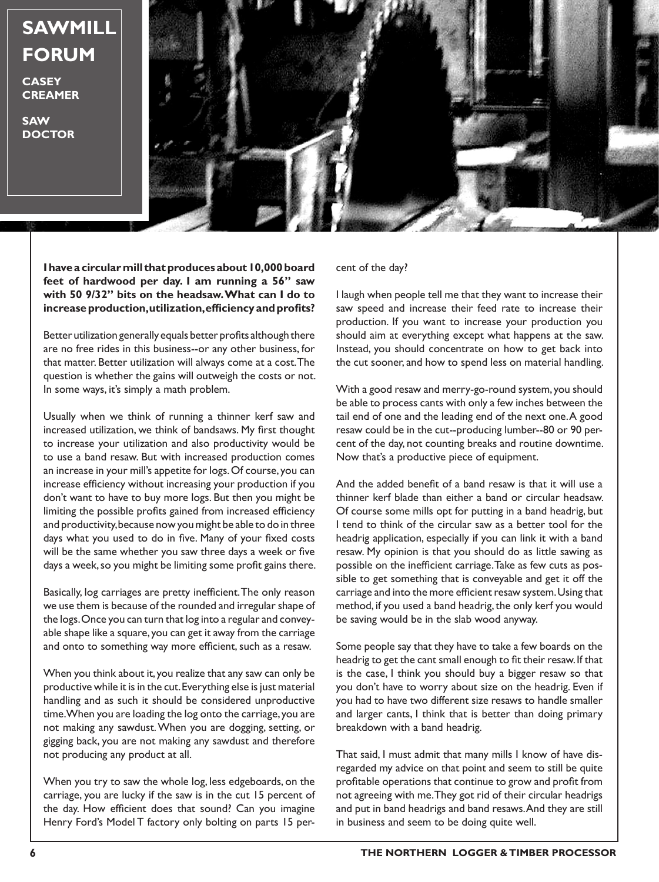# SAWMILL FORUM

**CASEY CREAMER**

**SAW DOCTOR**

**I have a circular mill that produces about 10,000 board feet of hardwood per day. I am running a 56" saw with 50 9/32" bits on the headsaw. What can I do to increase production, utilization, efficiency and profits?**

Better utilization generally equals better profits although there are no free rides in this business--or any other business, for that matter. Better utilization will always come at a cost. The question is whether the gains will outweigh the costs or not. In some ways, it's simply a math problem.

Usually when we think of running a thinner kerf saw and increased utilization, we think of bandsaws. My first thought to increase your utilization and also productivity would be to use a band resaw. But with increased production comes an increase in your mill's appetite for logs. Of course, you can increase efficiency without increasing your production if you don't want to have to buy more logs. But then you might be limiting the possible profits gained from increased efficiency and productivity, because now you might be able to do in three days what you used to do in five. Many of your fixed costs will be the same whether you saw three days a week or five days a week, so you might be limiting some profit gains there.

Basically, log carriages are pretty inefficient. The only reason we use them is because of the rounded and irregular shape of the logs. Once you can turn that log into a regular and conveyable shape like a square, you can get it away from the carriage and onto to something way more efficient, such as a resaw.

When you think about it, you realize that any saw can only be productive while it is in the cut. Everything else is just material handling and as such it should be considered unproductive time. When you are loading the log onto the carriage, you are not making any sawdust. When you are dogging, setting, or gigging back, you are not making any sawdust and therefore not producing any product at all.

When you try to saw the whole log, less edgeboards, on the carriage, you are lucky if the saw is in the cut 15 percent of the day. How efficient does that sound? Can you imagine Henry Ford's Model T factory only bolting on parts 15 percent of the day?

I laugh when people tell me that they want to increase their saw speed and increase their feed rate to increase their production. If you want to increase your production you should aim at everything except what happens at the saw. Instead, you should concentrate on how to get back into the cut sooner, and how to spend less on material handling.

With a good resaw and merry-go-round system, you should be able to process cants with only a few inches between the tail end of one and the leading end of the next one. A good resaw could be in the cut--producing lumber--80 or 90 percent of the day, not counting breaks and routine downtime. Now that's a productive piece of equipment.

And the added benefit of a band resaw is that it will use a thinner kerf blade than either a band or circular headsaw. Of course some mills opt for putting in a band headrig, but I tend to think of the circular saw as a better tool for the headrig application, especially if you can link it with a band resaw. My opinion is that you should do as little sawing as possible on the inefficient carriage. Take as few cuts as possible to get something that is conveyable and get it off the carriage and into the more efficient resaw system. Using that method, if you used a band headrig, the only kerf you would be saving would be in the slab wood anyway.

Some people say that they have to take a few boards on the headrig to get the cant small enough to fit their resaw. If that is the case, I think you should buy a bigger resaw so that you don't have to worry about size on the headrig. Even if you had to have two different size resaws to handle smaller and larger cants, I think that is better than doing primary breakdown with a band headrig.

That said, I must admit that many mills I know of have disregarded my advice on that point and seem to still be quite profitable operations that continue to grow and profit from not agreeing with me. They got rid of their circular headrigs and put in band headrigs and band resaws. And they are still in business and seem to be doing quite well.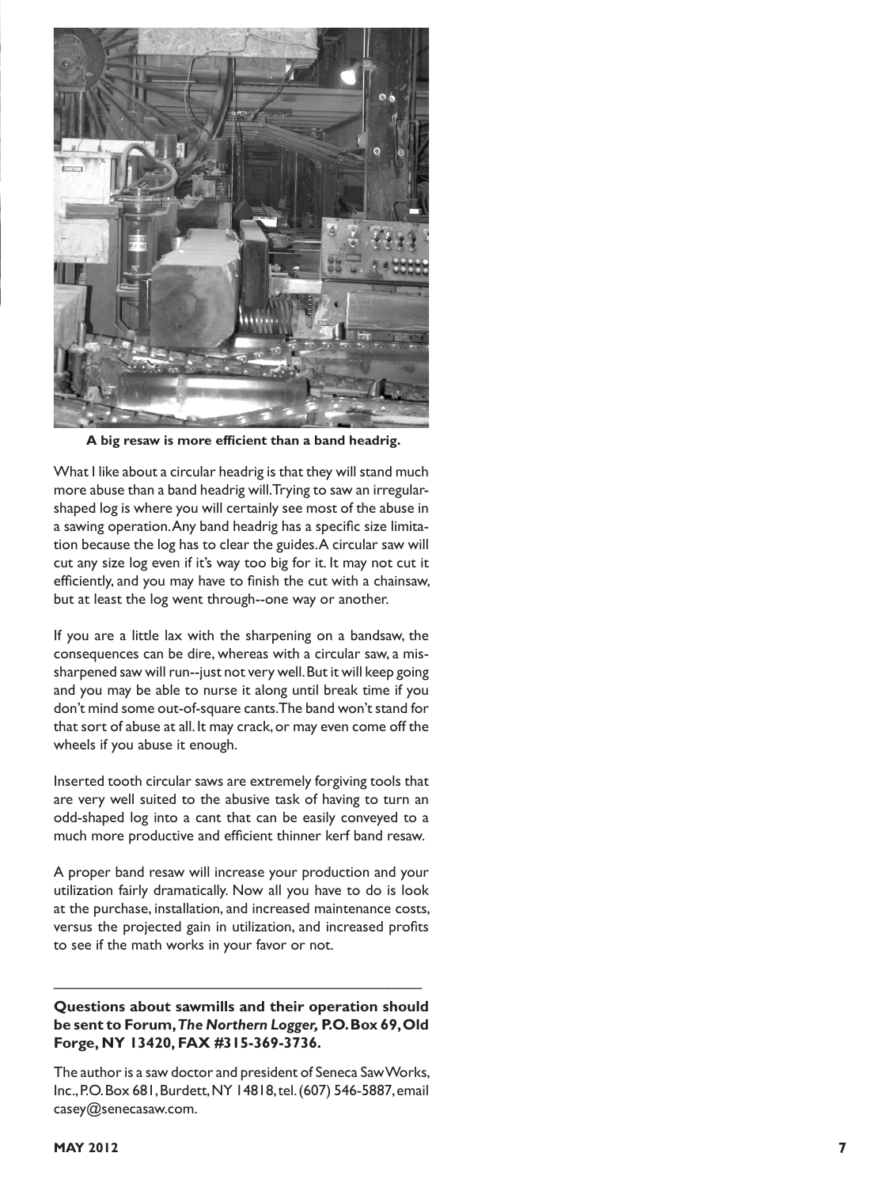**A big resaw is more efficient than a band headrig.**

What I like about a circular headrig is that they will stand much more abuse than a band headrig will. Trying to saw an irregular-shaped log is where you will certainly see most of the abuse in a sawing operation. Any band headrig has a specific size limitation because the log has to clear the guides. A circular saw will cut any size log even if it's way too big for it. It may not cut it efficiently, and you may have to finish the cut with a chainsaw, but at least the log went through--one way or another.

If you are a little lax with the sharpening on a bandsaw, the consequences can be dire, whereas with a circular saw, a mis-sharpened saw will run--just not very well. But it will keep going and you may be able to nurse it along until break time if you don't mind some out-of-square cants. The band won't stand for that sort of abuse at all. It may crack, or may even come off the wheels if you abuse it enough.

Inserted tooth circular saws are extremely forgiving tools that are very well suited to the abusive task of having to turn an odd-shaped log into a cant that can be easily conveyed to a much more productive and efficient thinner kerf band resaw.

A proper band resaw will increase your production and your utilization fairly dramatically. Now all you have to do is look at the purchase, installation, and increased maintenance costs, versus the projected gain in utilization, and increased profits to see if the math works in your favor or not.

---

**Questions about sawmills and their operation should be sent to Forum, *The Northern Logger,* P.O. Box 69, Old Forge, NY 13420, FAX #315-369-3736.**

The author is a saw doctor and president of Seneca Saw Works, Inc., P.O. Box 681, Burdett, NY 14818, tel. (607) 546-5887, email casey@senecasaw.com.